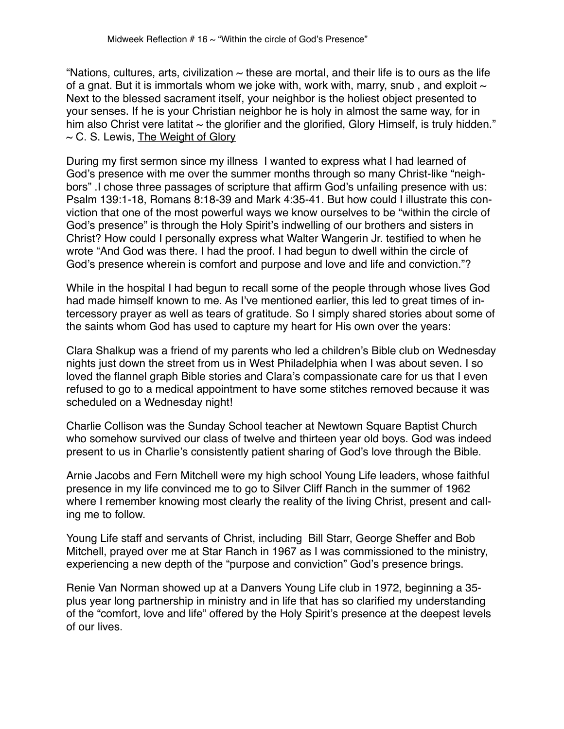Midweek Reflection # 16 ~ "Within the circle of God's Presence"

"Nations, cultures, arts, civilization ~ these are mortal, and their life is to ours as the life of a gnat. But it is immortals whom we joke with, work with, marry, snub , and exploit ~ Next to the blessed sacrament itself, your neighbor is the holiest object presented to your senses. If he is your Christian neighbor he is holy in almost the same way, for in him also Christ vere latitat ~ the glorifier and the glorified, Glory Himself, is truly hidden." ~ C. S. Lewis, <u>The Weight of Glory</u>

During my first sermon since my illness I wanted to express what I had learned of God's presence with me over the summer months through so many Christ-like "neighbors" .I chose three passages of scripture that affirm God's unfailing presence with us: Psalm 139:1-18, Romans 8:18-39 and Mark 4:35-41. But how could I illustrate this conviction that one of the most powerful ways we know ourselves to be "within the circle of God's presence" is through the Holy Spirit's indwelling of our brothers and sisters in Christ? How could I personally express what Walter Wangerin Jr. testified to when he wrote "And God was there. I had the proof. I had begun to dwell within the circle of God's presence wherein is comfort and purpose and love and life and conviction."?

While in the hospital I had begun to recall some of the people through whose lives God had made himself known to me. As I've mentioned earlier, this led to great times of intercessory prayer as well as tears of gratitude. So I simply shared stories about some of the saints whom God has used to capture my heart for His own over the years:

Clara Shalkup was a friend of my parents who led a children's Bible club on Wednesday nights just down the street from us in West Philadelphia when I was about seven. I so loved the flannel graph Bible stories and Clara's compassionate care for us that I even refused to go to a medical appointment to have some stitches removed because it was scheduled on a Wednesday night!

Charlie Collison was the Sunday School teacher at Newtown Square Baptist Church who somehow survived our class of twelve and thirteen year old boys. God was indeed present to us in Charlie's consistently patient sharing of God's love through the Bible.

Arnie Jacobs and Fern Mitchell were my high school Young Life leaders, whose faithful presence in my life convinced me to go to Silver Cliff Ranch in the summer of 1962 where I remember knowing most clearly the reality of the living Christ, present and calling me to follow.

Young Life staff and servants of Christ, including Bill Starr, George Sheffer and Bob Mitchell, prayed over me at Star Ranch in 1967 as I was commissioned to the ministry, experiencing a new depth of the "purpose and conviction" God's presence brings.

Renie Van Norman showed up at a Danvers Young Life club in 1972, beginning a 35-plus year long partnership in ministry and in life that has so clarified my understanding of the "comfort, love and life" offered by the Holy Spirit's presence at the deepest levels of our lives.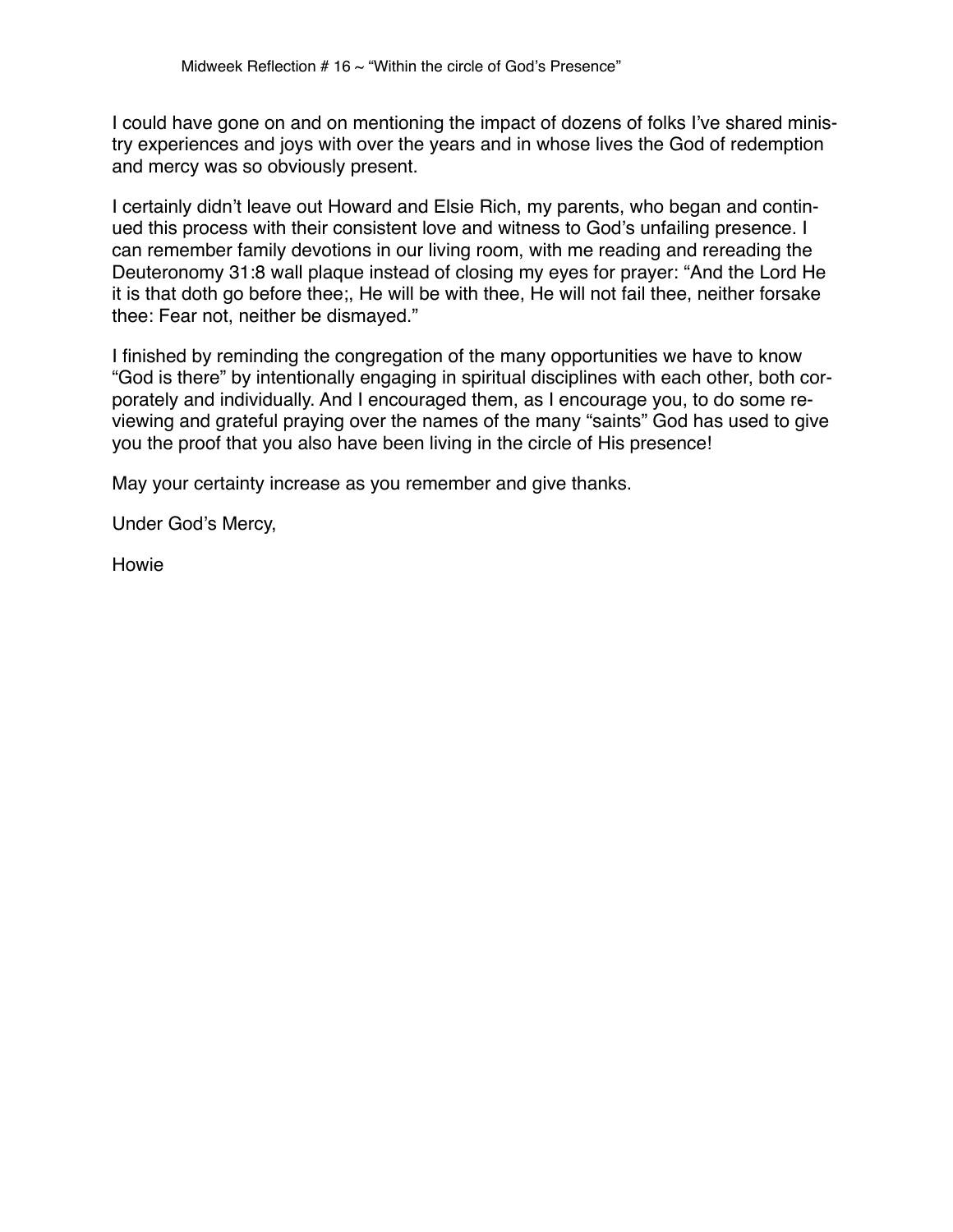I could have gone on and on mentioning the impact of dozens of folks I've shared ministry experiences and joys with over the years and in whose lives the God of redemption and mercy was so obviously present.

I certainly didn't leave out Howard and Elsie Rich, my parents, who began and continued this process with their consistent love and witness to God's unfailing presence. I can remember family devotions in our living room, with me reading and rereading the Deuteronomy 31:8 wall plaque instead of closing my eyes for prayer: "And the Lord He it is that doth go before thee;, He will be with thee, He will not fail thee, neither forsake thee: Fear not, neither be dismayed."

I finished by reminding the congregation of the many opportunities we have to know "God is there" by intentionally engaging in spiritual disciplines with each other, both corporately and individually. And I encouraged them, as I encourage you, to do some reviewing and grateful praying over the names of the many "saints" God has used to give you the proof that you also have been living in the circle of His presence!

May your certainty increase as you remember and give thanks.

Under God's Mercy,

Howie